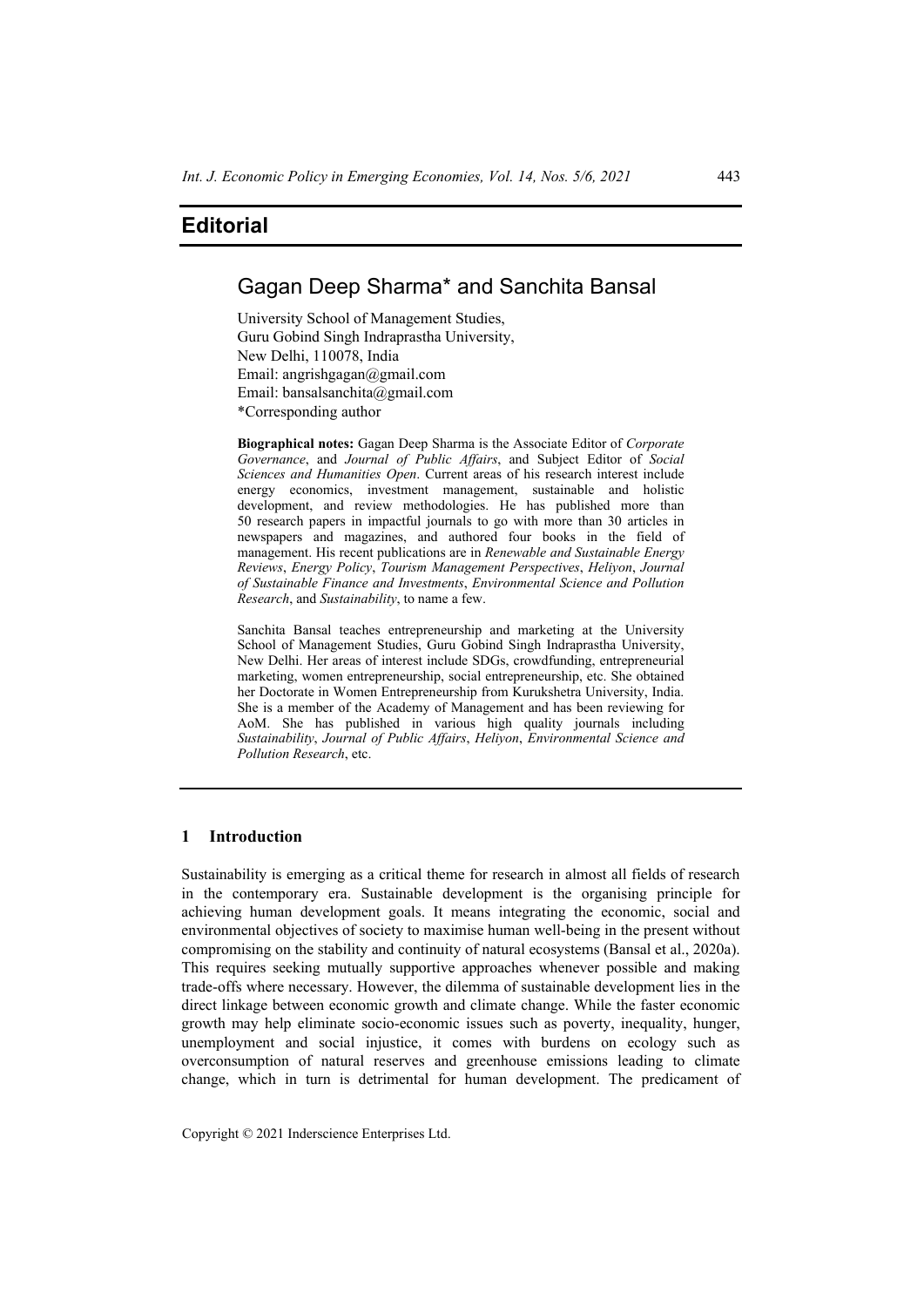# Editorial

## Gagan Deep Sharma* and Sanchita Bansal

University School of Management Studies,
Guru Gobind Singh Indraprastha University,
New Delhi, 110078, India
Email: angrishgagan@gmail.com
Email: bansalsanchita@gmail.com
*Corresponding author

**Biographical notes:** Gagan Deep Sharma is the Associate Editor of *Corporate Governance*, and *Journal of Public Affairs*, and Subject Editor of *Social Sciences and Humanities Open*. Current areas of his research interest include energy economics, investment management, sustainable and holistic development, and review methodologies. He has published more than 50 research papers in impactful journals to go with more than 30 articles in newspapers and magazines, and authored four books in the field of management. His recent publications are in *Renewable and Sustainable Energy Reviews*, *Energy Policy*, *Tourism Management Perspectives*, *Heliyon*, *Journal of Sustainable Finance and Investments*, *Environmental Science and Pollution Research*, and *Sustainability*, to name a few.

Sanchita Bansal teaches entrepreneurship and marketing at the University School of Management Studies, Guru Gobind Singh Indraprastha University, New Delhi. Her areas of interest include SDGs, crowdfunding, entrepreneurial marketing, women entrepreneurship, social entrepreneurship, etc. She obtained her Doctorate in Women Entrepreneurship from Kurukshetra University, India. She is a member of the Academy of Management and has been reviewing for AoM. She has published in various high quality journals including *Sustainability*, *Journal of Public Affairs*, *Heliyon*, *Environmental Science and Pollution Research*, etc.

## 1 Introduction

Sustainability is emerging as a critical theme for research in almost all fields of research in the contemporary era. Sustainable development is the organising principle for achieving human development goals. It means integrating the economic, social and environmental objectives of society to maximise human well-being in the present without compromising on the stability and continuity of natural ecosystems (Bansal et al., 2020a). This requires seeking mutually supportive approaches whenever possible and making trade-offs where necessary. However, the dilemma of sustainable development lies in the direct linkage between economic growth and climate change. While the faster economic growth may help eliminate socio-economic issues such as poverty, inequality, hunger, unemployment and social injustice, it comes with burdens on ecology such as overconsumption of natural reserves and greenhouse emissions leading to climate change, which in turn is detrimental for human development. The predicament of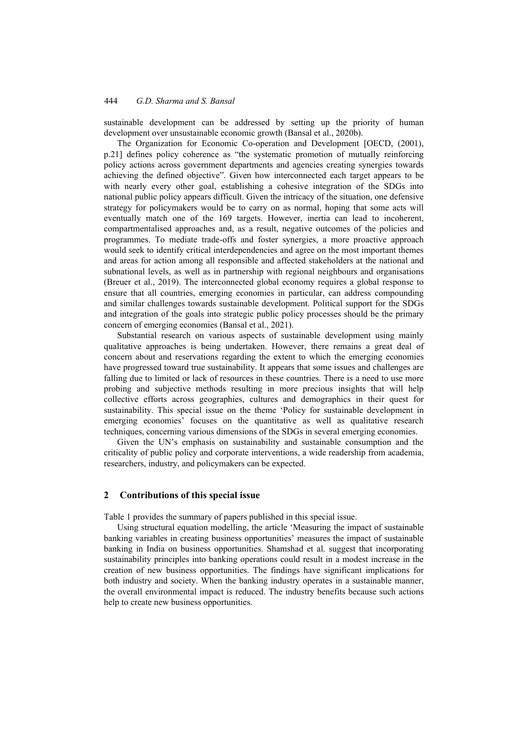sustainable development can be addressed by setting up the priority of human development over unsustainable economic growth (Bansal et al., 2020b).

The Organization for Economic Co-operation and Development [OECD, (2001), p.21] defines policy coherence as "the systematic promotion of mutually reinforcing policy actions across government departments and agencies creating synergies towards achieving the defined objective". Given how interconnected each target appears to be with nearly every other goal, establishing a cohesive integration of the SDGs into national public policy appears difficult. Given the intricacy of the situation, one defensive strategy for policymakers would be to carry on as normal, hoping that some acts will eventually match one of the 169 targets. However, inertia can lead to incoherent, compartmentalised approaches and, as a result, negative outcomes of the policies and programmes. To mediate trade-offs and foster synergies, a more proactive approach would seek to identify critical interdependencies and agree on the most important themes and areas for action among all responsible and affected stakeholders at the national and subnational levels, as well as in partnership with regional neighbours and organisations (Breuer et al., 2019). The interconnected global economy requires a global response to ensure that all countries, emerging economies in particular, can address compounding and similar challenges towards sustainable development. Political support for the SDGs and integration of the goals into strategic public policy processes should be the primary concern of emerging economies (Bansal et al., 2021).

Substantial research on various aspects of sustainable development using mainly qualitative approaches is being undertaken. However, there remains a great deal of concern about and reservations regarding the extent to which the emerging economies have progressed toward true sustainability. It appears that some issues and challenges are falling due to limited or lack of resources in these countries. There is a need to use more probing and subjective methods resulting in more precious insights that will help collective efforts across geographies, cultures and demographics in their quest for sustainability. This special issue on the theme 'Policy for sustainable development in emerging economies' focuses on the quantitative as well as qualitative research techniques, concerning various dimensions of the SDGs in several emerging economies.

Given the UN's emphasis on sustainability and sustainable consumption and the criticality of public policy and corporate interventions, a wide readership from academia, researchers, industry, and policymakers can be expected.

## 2 Contributions of this special issue

Table 1 provides the summary of papers published in this special issue.

Using structural equation modelling, the article 'Measuring the impact of sustainable banking variables in creating business opportunities' measures the impact of sustainable banking in India on business opportunities. Shamshad et al. suggest that incorporating sustainability principles into banking operations could result in a modest increase in the creation of new business opportunities. The findings have significant implications for both industry and society. When the banking industry operates in a sustainable manner, the overall environmental impact is reduced. The industry benefits because such actions help to create new business opportunities.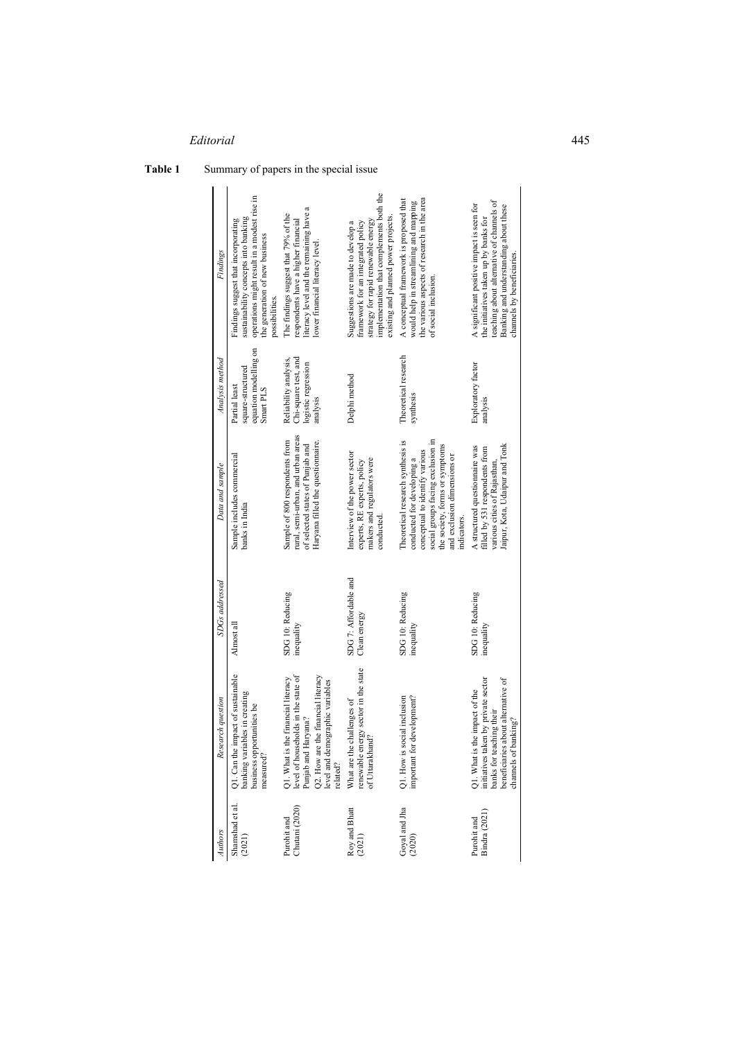**Table 1** Summary of papers in the special issue

| *Authors* | *Research question* | *SDGs addressed* | *Data and sample* | *Analysis method* | *Findings* |
|---|---|---|---|---|---|
| Shamshad et al. (2021) | Q1. Can the impact of sustainable banking variables in creating business opportunities be measured? | Almost all | Sample includes commercial banks in India | Partial least square-structured equation modelling on Smart PLS | Findings suggest that incorporating sustainability concepts into banking operations might result in a modest rise in the generation of new business possibilities. |
| Purohit and Chutani (2020) | Q1. What is the financial literacy level of households in the state of Punjab and Haryana? Q2. How are the financial literacy level and demographic variables related? | SDG 10: Reducing inequality | Sample of 800 respondents from rural, semi-urban, and urban areas of selected states of Punjab and Haryana filled the questionnaire. | Reliability analysis, Chi-square test, and logistic regression analysis | The findings suggest that 79% of the respondents have a higher financial literacy level and the remaining have a lower financial literacy level. |
| Roy and Bhatt (2021) | What are the challenges of renewable energy sector in the state of Uttarakhand? | SDG 7: Affordable and Clean energy | Interview of the power sector experts, RE experts, policy makers and regulators were conducted. | Delphi method | Suggestions are made to develop a framework for an integrated policy strategy for rapid renewable energy implementation that complements both the existing and planned power projects. |
| Goyal and Jha (2020) | Q1. How is social inclusion important for development? | SDG 10: Reducing inequality | Theoretical research synthesis is conducted for developing a conceptual to identify various social groups facing exclusion in the society, forms or symptoms and exclusion dimensions or indicators. | Theoretical research synthesis | A conceptual framework is proposed that would help in streamlining and mapping the various aspects of research in the area of social inclusion. |
| Purohit and Bindra (2021) | Q1. What is the impact of the initiatives taken by private sector banks for teaching their beneficiaries about alternative of channels of banking? | SDG 10: Reducing inequality | A structured questionnaire was filled by 531 respondents from various cities of Rajasthan, Jaipur, Kota, Udaipur and Tonk | Exploratory factor analysis | A significant positive impact is seen for the initiatives taken up by banks for teaching about alternative of channels of Banking and understanding about these channels by beneficiaries. |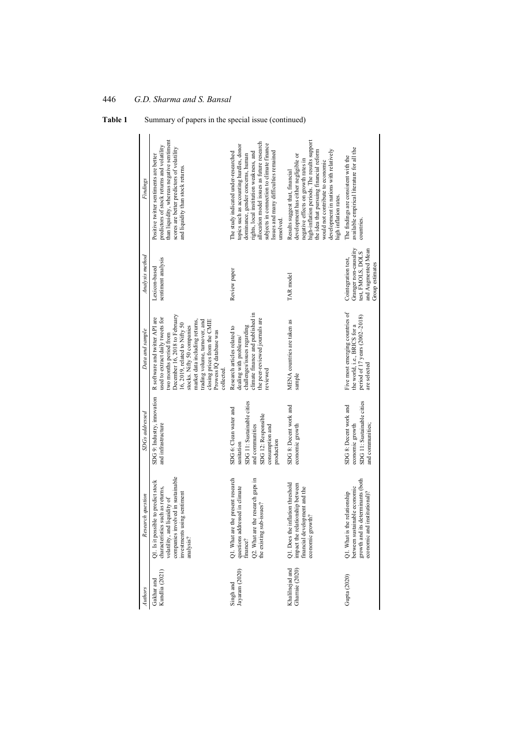**Table 1** Summary of papers in the special issue (continued)

| Authors | Research question | SDGs addressed | Data and sample | Analysis method | Findings |
|---|---|---|---|---|---|
| Gakhar and Kundlia (2021) | Q1. Is it possible to predict stock characteristics such as returns, volatility, and liquidity of companies involved in sustainable investments using sentiment analysis? | SDG 9: Industry, innovation and infrastructure | R software and twitter API are used to extract daily tweets for two months period from December 16, 2018 to February 16, 2019, related to Nifty 50 stocks. Nifty 50 companies market data including returns, trading volume, turnover, and closing prices from the CMIE Prowess IQ database was collected. | Lexicon-based sentiment analysis | Positive twitter sentiments are better predictors of stock returns and volatility than liquidity, whereas negative sentiment scores are better predictors of volatility and liquidity than stock returns. |
| Singh and Jayaram (2020) | Q1. What are the present research questions addressed in climate finance?<br>Q2. What are the research gaps in the existing sub-issues? | SDG 6: Clean water and sanitation<br>SDG 11: Sustainable cities and communities<br>SDG 12: Responsible consumption and production | Research articles related to dealing with problems/challenges/issues regarding climate finance and published in the peer-reviewed journals are reviewed | Review paper | The study indicated under-researched topics such as accounting hurdles, donor dominance, gender concerns, human rights, local institution weakness, and allocation model issues as future research subjects in connection to climate finance Issues and many difficulties remained unsolved. |
| Khalilnejad and Gharraie (2020) | Q1. Does the inflation threshold impact the relationship between financial development and the economic growth? | SDG 8: Decent work and economic growth | MENA countries are taken as sample | TAR model | Results suggest that, financial development has either negligible or negative effects on growth rates in high-inflation periods. The results support the idea that pursuing financial reform would not contribute to economic development in nations with relatively high inflation rates. |
| Gupta (2020) | Q1. What is the relationship between sustainable economic growth and its determinants (both economic and institutional)? | SDG 8: Decent work and economic growth<br>SDG 11: Sustainable cities and communities; | Five most emerging countries of the world, i.e., BRICS for a period of 17 years (2002–2018) are selected | Cointegration test, Granger non-causality test, FMOLS, DOLS and Augmented Mean Group estimates | The findings are consistent with the available empirical literature for all the countries. |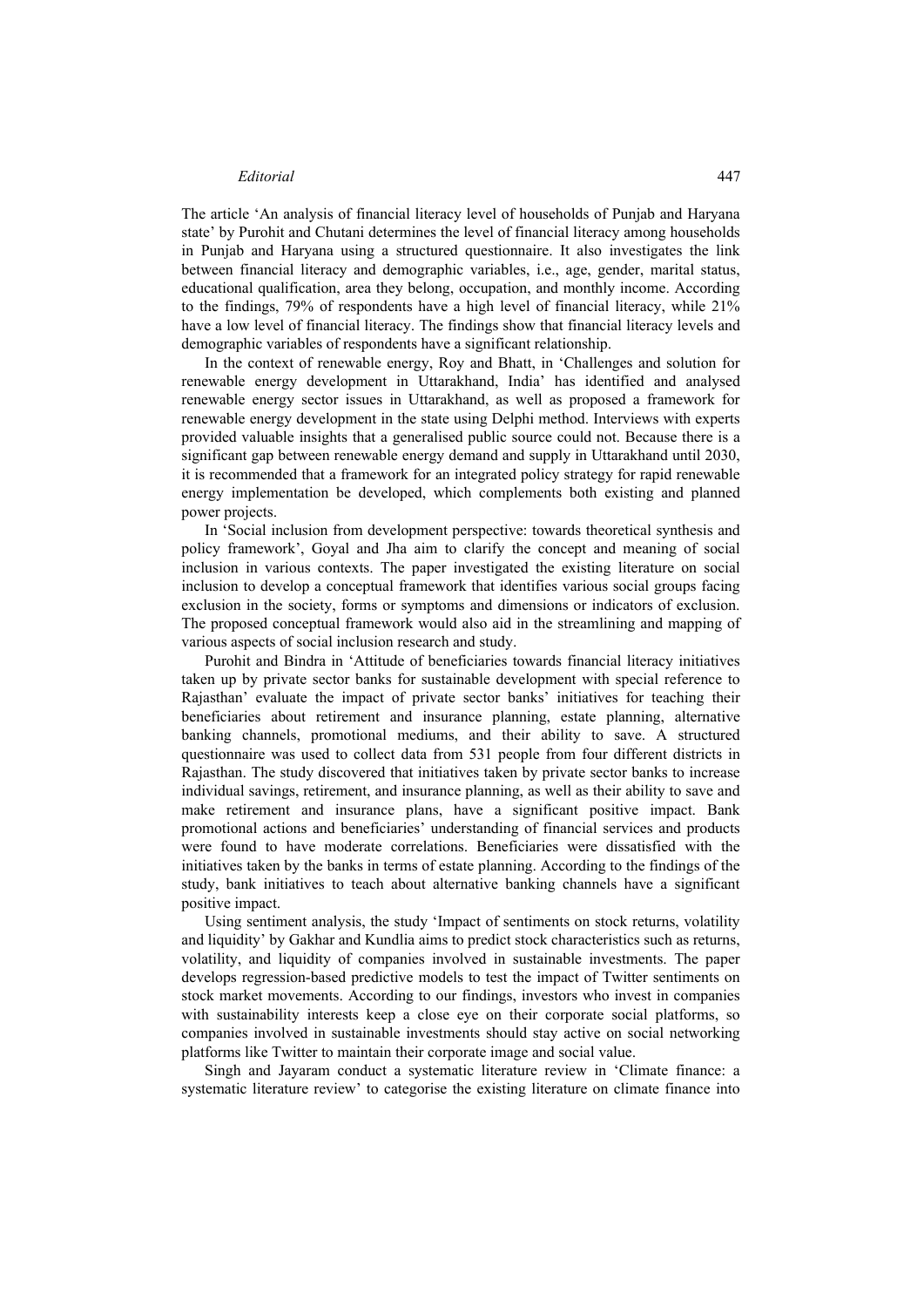The article 'An analysis of financial literacy level of households of Punjab and Haryana state' by Purohit and Chutani determines the level of financial literacy among households in Punjab and Haryana using a structured questionnaire. It also investigates the link between financial literacy and demographic variables, i.e., age, gender, marital status, educational qualification, area they belong, occupation, and monthly income. According to the findings, 79% of respondents have a high level of financial literacy, while 21% have a low level of financial literacy. The findings show that financial literacy levels and demographic variables of respondents have a significant relationship.

In the context of renewable energy, Roy and Bhatt, in 'Challenges and solution for renewable energy development in Uttarakhand, India' has identified and analysed renewable energy sector issues in Uttarakhand, as well as proposed a framework for renewable energy development in the state using Delphi method. Interviews with experts provided valuable insights that a generalised public source could not. Because there is a significant gap between renewable energy demand and supply in Uttarakhand until 2030, it is recommended that a framework for an integrated policy strategy for rapid renewable energy implementation be developed, which complements both existing and planned power projects.

In 'Social inclusion from development perspective: towards theoretical synthesis and policy framework', Goyal and Jha aim to clarify the concept and meaning of social inclusion in various contexts. The paper investigated the existing literature on social inclusion to develop a conceptual framework that identifies various social groups facing exclusion in the society, forms or symptoms and dimensions or indicators of exclusion. The proposed conceptual framework would also aid in the streamlining and mapping of various aspects of social inclusion research and study.

Purohit and Bindra in 'Attitude of beneficiaries towards financial literacy initiatives taken up by private sector banks for sustainable development with special reference to Rajasthan' evaluate the impact of private sector banks' initiatives for teaching their beneficiaries about retirement and insurance planning, estate planning, alternative banking channels, promotional mediums, and their ability to save. A structured questionnaire was used to collect data from 531 people from four different districts in Rajasthan. The study discovered that initiatives taken by private sector banks to increase individual savings, retirement, and insurance planning, as well as their ability to save and make retirement and insurance plans, have a significant positive impact. Bank promotional actions and beneficiaries' understanding of financial services and products were found to have moderate correlations. Beneficiaries were dissatisfied with the initiatives taken by the banks in terms of estate planning. According to the findings of the study, bank initiatives to teach about alternative banking channels have a significant positive impact.

Using sentiment analysis, the study 'Impact of sentiments on stock returns, volatility and liquidity' by Gakhar and Kundlia aims to predict stock characteristics such as returns, volatility, and liquidity of companies involved in sustainable investments. The paper develops regression-based predictive models to test the impact of Twitter sentiments on stock market movements. According to our findings, investors who invest in companies with sustainability interests keep a close eye on their corporate social platforms, so companies involved in sustainable investments should stay active on social networking platforms like Twitter to maintain their corporate image and social value.

Singh and Jayaram conduct a systematic literature review in 'Climate finance: a systematic literature review' to categorise the existing literature on climate finance into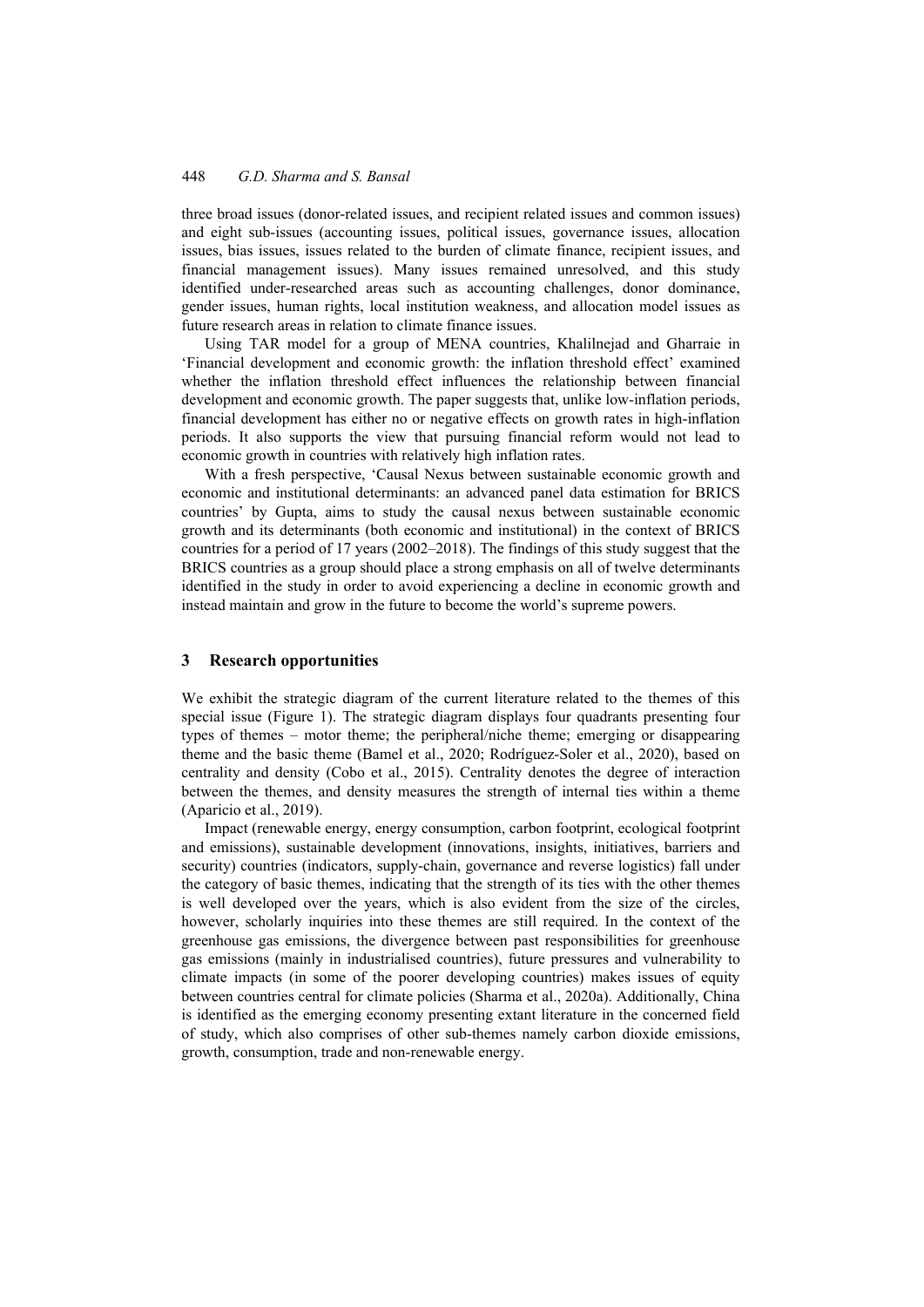three broad issues (donor-related issues, and recipient related issues and common issues) and eight sub-issues (accounting issues, political issues, governance issues, allocation issues, bias issues, issues related to the burden of climate finance, recipient issues, and financial management issues). Many issues remained unresolved, and this study identified under-researched areas such as accounting challenges, donor dominance, gender issues, human rights, local institution weakness, and allocation model issues as future research areas in relation to climate finance issues.

Using TAR model for a group of MENA countries, Khalilnejad and Gharraie in 'Financial development and economic growth: the inflation threshold effect' examined whether the inflation threshold effect influences the relationship between financial development and economic growth. The paper suggests that, unlike low-inflation periods, financial development has either no or negative effects on growth rates in high-inflation periods. It also supports the view that pursuing financial reform would not lead to economic growth in countries with relatively high inflation rates.

With a fresh perspective, 'Causal Nexus between sustainable economic growth and economic and institutional determinants: an advanced panel data estimation for BRICS countries' by Gupta, aims to study the causal nexus between sustainable economic growth and its determinants (both economic and institutional) in the context of BRICS countries for a period of 17 years (2002–2018). The findings of this study suggest that the BRICS countries as a group should place a strong emphasis on all of twelve determinants identified in the study in order to avoid experiencing a decline in economic growth and instead maintain and grow in the future to become the world's supreme powers.

## 3 Research opportunities

We exhibit the strategic diagram of the current literature related to the themes of this special issue (Figure 1). The strategic diagram displays four quadrants presenting four types of themes – motor theme; the peripheral/niche theme; emerging or disappearing theme and the basic theme (Bamel et al., 2020; Rodríguez-Soler et al., 2020), based on centrality and density (Cobo et al., 2015). Centrality denotes the degree of interaction between the themes, and density measures the strength of internal ties within a theme (Aparicio et al., 2019).

Impact (renewable energy, energy consumption, carbon footprint, ecological footprint and emissions), sustainable development (innovations, insights, initiatives, barriers and security) countries (indicators, supply-chain, governance and reverse logistics) fall under the category of basic themes, indicating that the strength of its ties with the other themes is well developed over the years, which is also evident from the size of the circles, however, scholarly inquiries into these themes are still required. In the context of the greenhouse gas emissions, the divergence between past responsibilities for greenhouse gas emissions (mainly in industrialised countries), future pressures and vulnerability to climate impacts (in some of the poorer developing countries) makes issues of equity between countries central for climate policies (Sharma et al., 2020a). Additionally, China is identified as the emerging economy presenting extant literature in the concerned field of study, which also comprises of other sub-themes namely carbon dioxide emissions, growth, consumption, trade and non-renewable energy.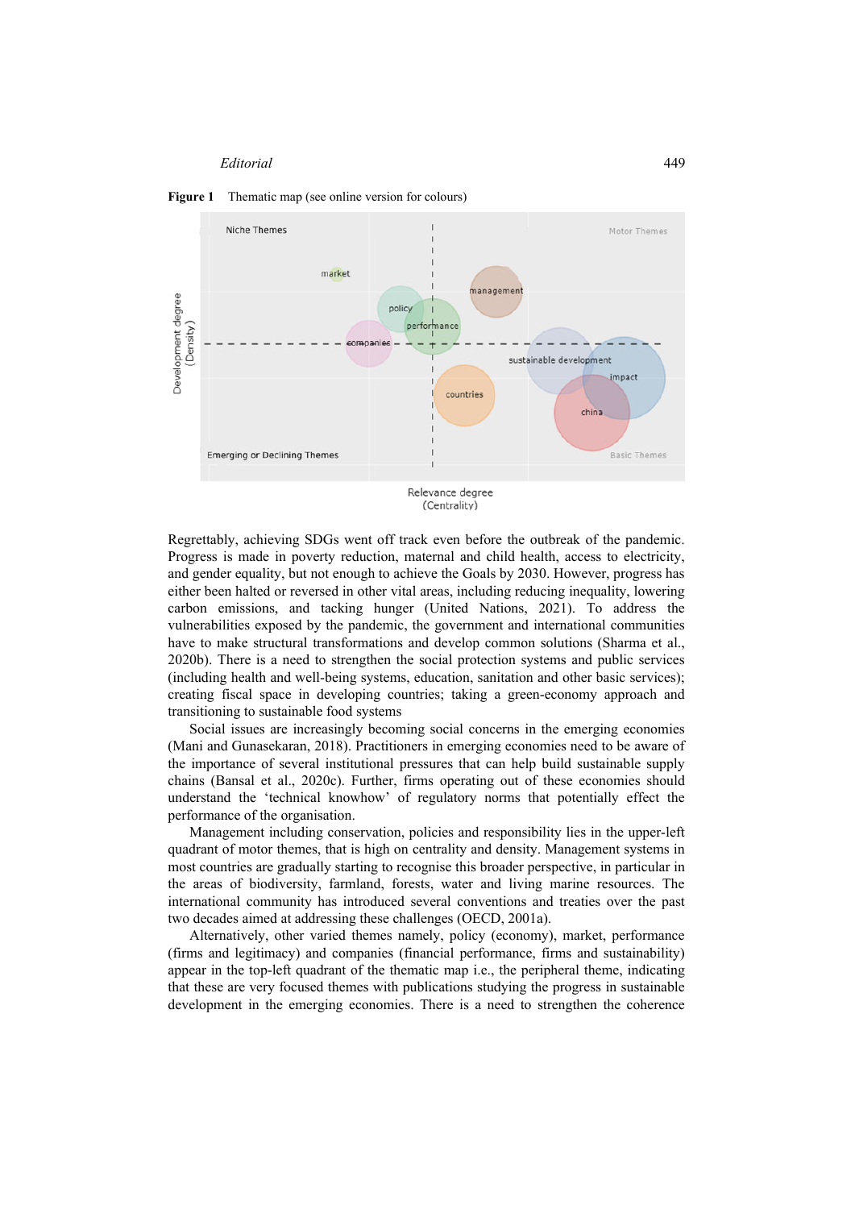**Figure 1** Thematic map (see online version for colours)

Regrettably, achieving SDGs went off track even before the outbreak of the pandemic. Progress is made in poverty reduction, maternal and child health, access to electricity, and gender equality, but not enough to achieve the Goals by 2030. However, progress has either been halted or reversed in other vital areas, including reducing inequality, lowering carbon emissions, and tacking hunger (United Nations, 2021). To address the vulnerabilities exposed by the pandemic, the government and international communities have to make structural transformations and develop common solutions (Sharma et al., 2020b). There is a need to strengthen the social protection systems and public services (including health and well-being systems, education, sanitation and other basic services); creating fiscal space in developing countries; taking a green-economy approach and transitioning to sustainable food systems

Social issues are increasingly becoming social concerns in the emerging economies (Mani and Gunasekaran, 2018). Practitioners in emerging economies need to be aware of the importance of several institutional pressures that can help build sustainable supply chains (Bansal et al., 2020c). Further, firms operating out of these economies should understand the 'technical knowhow' of regulatory norms that potentially effect the performance of the organisation.

Management including conservation, policies and responsibility lies in the upper-left quadrant of motor themes, that is high on centrality and density. Management systems in most countries are gradually starting to recognise this broader perspective, in particular in the areas of biodiversity, farmland, forests, water and living marine resources. The international community has introduced several conventions and treaties over the past two decades aimed at addressing these challenges (OECD, 2001a).

Alternatively, other varied themes namely, policy (economy), market, performance (firms and legitimacy) and companies (financial performance, firms and sustainability) appear in the top-left quadrant of the thematic map i.e., the peripheral theme, indicating that these are very focused themes with publications studying the progress in sustainable development in the emerging economies. There is a need to strengthen the coherence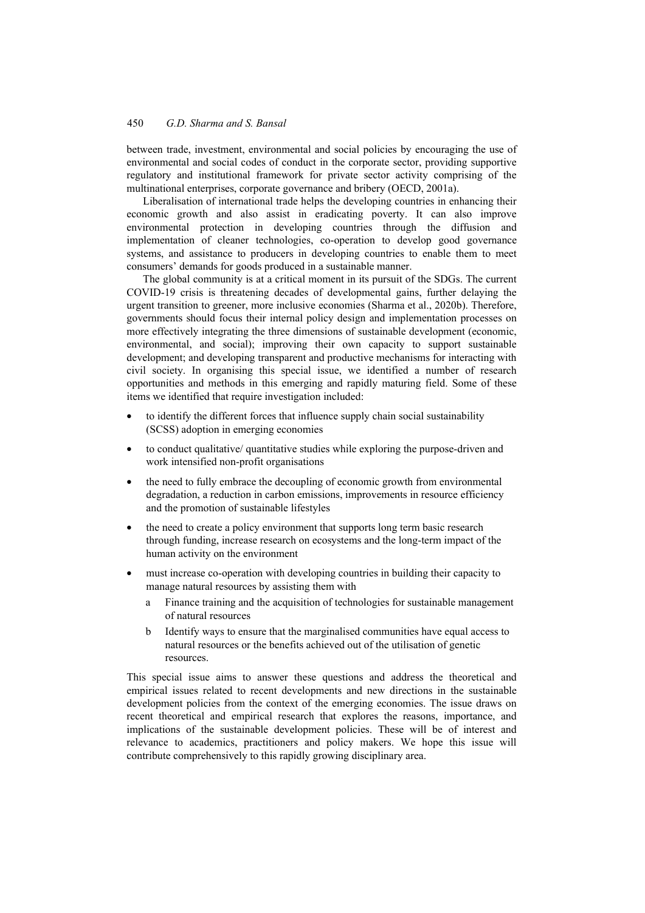between trade, investment, environmental and social policies by encouraging the use of environmental and social codes of conduct in the corporate sector, providing supportive regulatory and institutional framework for private sector activity comprising of the multinational enterprises, corporate governance and bribery (OECD, 2001a).

Liberalisation of international trade helps the developing countries in enhancing their economic growth and also assist in eradicating poverty. It can also improve environmental protection in developing countries through the diffusion and implementation of cleaner technologies, co-operation to develop good governance systems, and assistance to producers in developing countries to enable them to meet consumers' demands for goods produced in a sustainable manner.

The global community is at a critical moment in its pursuit of the SDGs. The current COVID-19 crisis is threatening decades of developmental gains, further delaying the urgent transition to greener, more inclusive economies (Sharma et al., 2020b). Therefore, governments should focus their internal policy design and implementation processes on more effectively integrating the three dimensions of sustainable development (economic, environmental, and social); improving their own capacity to support sustainable development; and developing transparent and productive mechanisms for interacting with civil society. In organising this special issue, we identified a number of research opportunities and methods in this emerging and rapidly maturing field. Some of these items we identified that require investigation included:

- to identify the different forces that influence supply chain social sustainability (SCSS) adoption in emerging economies
- to conduct qualitative/ quantitative studies while exploring the purpose-driven and work intensified non-profit organisations
- the need to fully embrace the decoupling of economic growth from environmental degradation, a reduction in carbon emissions, improvements in resource efficiency and the promotion of sustainable lifestyles
- the need to create a policy environment that supports long term basic research through funding, increase research on ecosystems and the long-term impact of the human activity on the environment
- must increase co-operation with developing countries in building their capacity to manage natural resources by assisting them with
  a. Finance training and the acquisition of technologies for sustainable management of natural resources
  b. Identify ways to ensure that the marginalised communities have equal access to natural resources or the benefits achieved out of the utilisation of genetic resources.

This special issue aims to answer these questions and address the theoretical and empirical issues related to recent developments and new directions in the sustainable development policies from the context of the emerging economies. The issue draws on recent theoretical and empirical research that explores the reasons, importance, and implications of the sustainable development policies. These will be of interest and relevance to academics, practitioners and policy makers. We hope this issue will contribute comprehensively to this rapidly growing disciplinary area.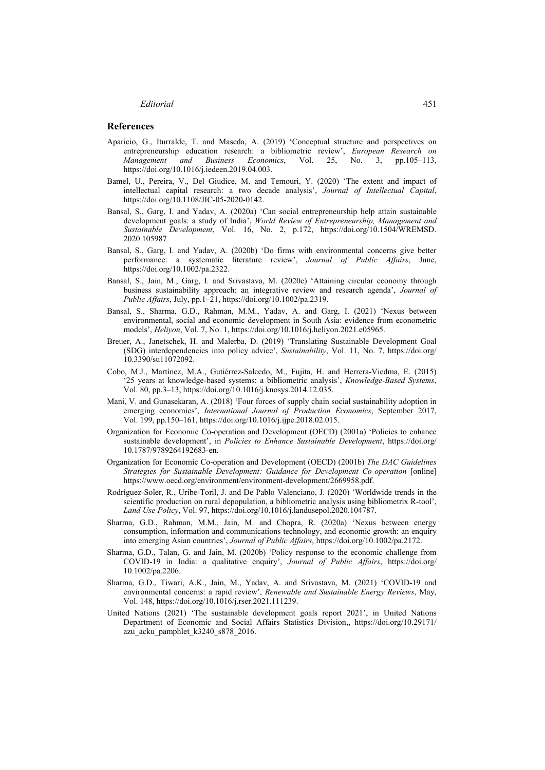## References

Aparicio, G., Iturralde, T. and Maseda, A. (2019) 'Conceptual structure and perspectives on entrepreneurship education research: a bibliometric review', *European Research on Management and Business Economics*, Vol. 25, No. 3, pp.105–113, https://doi.org/10.1016/j.iedeen.2019.04.003.

Bamel, U., Pereira, V., Del Giudice, M. and Temouri, Y. (2020) 'The extent and impact of intellectual capital research: a two decade analysis', *Journal of Intellectual Capital*, https://doi.org/10.1108/JIC-05-2020-0142.

Bansal, S., Garg, I. and Yadav, A. (2020a) 'Can social entrepreneurship help attain sustainable development goals: a study of India', *World Review of Entrepreneurship, Management and Sustainable Development*, Vol. 16, No. 2, p.172, https://doi.org/10.1504/WREMSD.2020.105987

Bansal, S., Garg, I. and Yadav, A. (2020b) 'Do firms with environmental concerns give better performance: a systematic literature review', *Journal of Public Affairs*, June, https://doi.org/10.1002/pa.2322.

Bansal, S., Jain, M., Garg, I. and Srivastava, M. (2020c) 'Attaining circular economy through business sustainability approach: an integrative review and research agenda', *Journal of Public Affairs*, July, pp.1–21, https://doi.org/10.1002/pa.2319.

Bansal, S., Sharma, G.D., Rahman, M.M., Yadav, A. and Garg, I. (2021) 'Nexus between environmental, social and economic development in South Asia: evidence from econometric models', *Heliyon*, Vol. 7, No. 1, https://doi.org/10.1016/j.heliyon.2021.e05965.

Breuer, A., Janetschek, H. and Malerba, D. (2019) 'Translating Sustainable Development Goal (SDG) interdependencies into policy advice', *Sustainability*, Vol. 11, No. 7, https://doi.org/10.3390/su11072092.

Cobo, M.J., Martínez, M.A., Gutiérrez-Salcedo, M., Fujita, H. and Herrera-Viedma, E. (2015) '25 years at knowledge-based systems: a bibliometric analysis', *Knowledge-Based Systems*, Vol. 80, pp.3–13, https://doi.org/10.1016/j.knosys.2014.12.035.

Mani, V. and Gunasekaran, A. (2018) 'Four forces of supply chain social sustainability adoption in emerging economies', *International Journal of Production Economics*, September 2017, Vol. 199, pp.150–161, https://doi.org/10.1016/j.ijpe.2018.02.015.

Organization for Economic Co-operation and Development (OECD) (2001a) 'Policies to enhance sustainable development', in *Policies to Enhance Sustainable Development*, https://doi.org/10.1787/9789264192683-en.

Organization for Economic Co-operation and Development (OECD) (2001b) *The DAC Guidelines Strategies for Sustainable Development: Guidance for Development Co-operation* [online] https://www.oecd.org/environment/environment-development/2669958.pdf.

Rodríguez-Soler, R., Uribe-Toril, J. and De Pablo Valenciano, J. (2020) 'Worldwide trends in the scientific production on rural depopulation, a bibliometric analysis using bibliometrix R-tool', *Land Use Policy*, Vol. 97, https://doi.org/10.1016/j.landusepol.2020.104787.

Sharma, G.D., Rahman, M.M., Jain, M. and Chopra, R. (2020a) 'Nexus between energy consumption, information and communications technology, and economic growth: an enquiry into emerging Asian countries', *Journal of Public Affairs*, https://doi.org/10.1002/pa.2172.

Sharma, G.D., Talan, G. and Jain, M. (2020b) 'Policy response to the economic challenge from COVID-19 in India: a qualitative enquiry', *Journal of Public Affairs*, https://doi.org/10.1002/pa.2206.

Sharma, G.D., Tiwari, A.K., Jain, M., Yadav, A. and Srivastava, M. (2021) 'COVID-19 and environmental concerns: a rapid review', *Renewable and Sustainable Energy Reviews*, May, Vol. 148, https://doi.org/10.1016/j.rser.2021.111239.

United Nations (2021) 'The sustainable development goals report 2021', in United Nations Department of Economic and Social Affairs Statistics Division,, https://doi.org/10.29171/azu_acku_pamphlet_k3240_s878_2016.